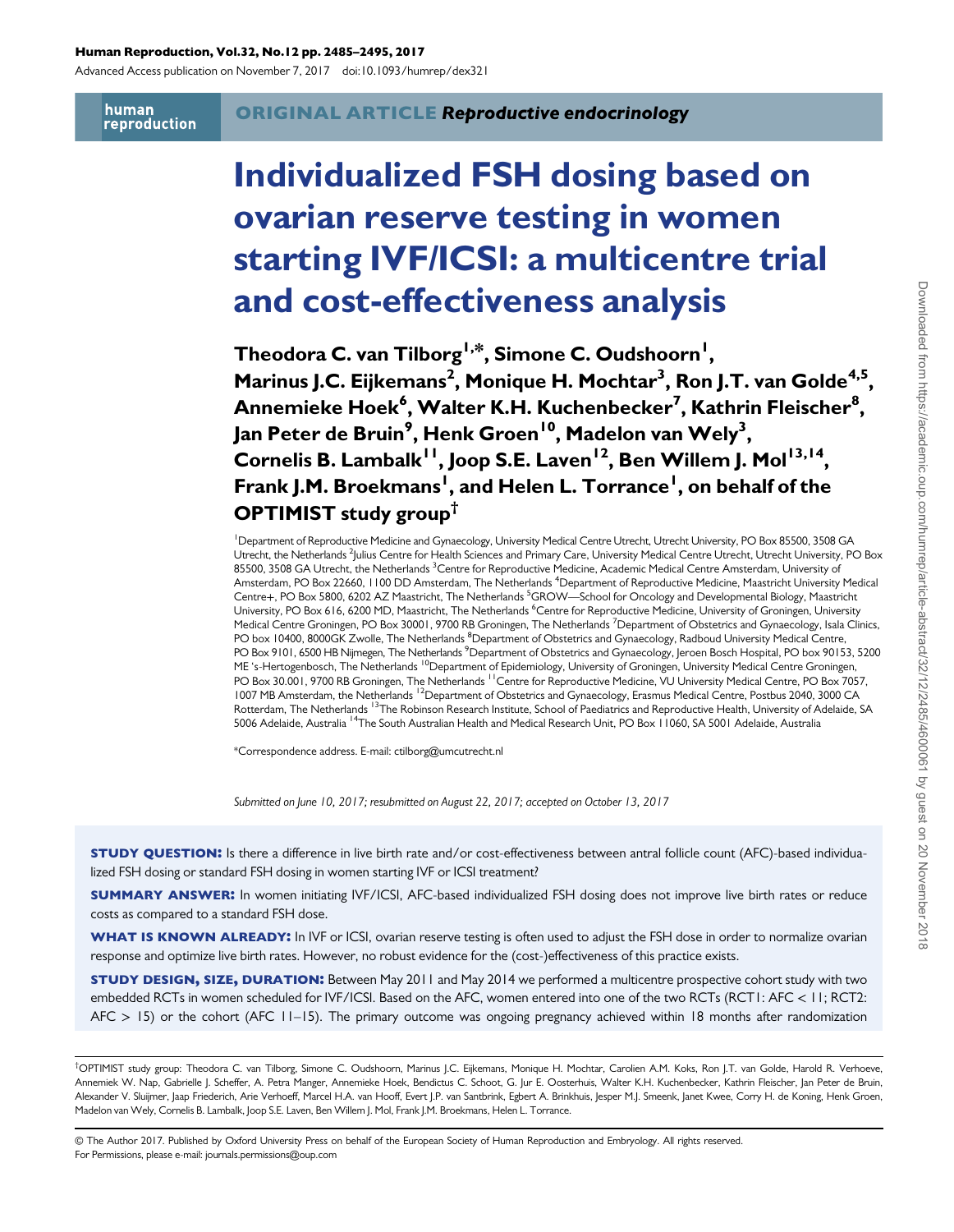ORIGINAL ARTICLE *Reproductive endocrinology*

# Individualized FSH dosing based on ovarian reserve testing in women starting IVF/ICSI: a multicentre trial and cost-effectiveness analysis

**Theodora C. van Tilborg[1,*], Simone C. Oudshoorn[1], Marinus J.C. Eijkemans[2], Monique H. Mochtar[3], Ron J.T. van Golde[4,5], Annemieke Hoek[6], Walter K.H. Kuchenbecker[7], Kathrin Fleischer[8], Jan Peter de Bruin[9], Henk Groen[10], Madelon van Wely[3], Cornelis B. Lambalk[11], Joop S.E. Laven[12], Ben Willem J. Mol[13,14], Frank J.M. Broekmans[1], and Helen L. Torrance[1], on behalf of the OPTIMIST study group[†]**

[1]Department of Reproductive Medicine and Gynaecology, University Medical Centre Utrecht, Utrecht University, PO Box 85500, 3508 GA Utrecht, the Netherlands [2]Julius Centre for Health Sciences and Primary Care, University Medical Centre Utrecht, Utrecht University, PO Box 85500, 3508 GA Utrecht, the Netherlands [3]Centre for Reproductive Medicine, Academic Medical Centre Amsterdam, University of Amsterdam, PO Box 22660, 1100 DD Amsterdam, The Netherlands [4]Department of Reproductive Medicine, Maastricht University Medical Centre+, PO Box 5800, 6202 AZ Maastricht, The Netherlands [5]GROW—School for Oncology and Developmental Biology, Maastricht University, PO Box 616, 6200 MD, Maastricht, The Netherlands [6]Centre for Reproductive Medicine, University of Groningen, University Medical Centre Groningen, PO Box 30001, 9700 RB Groningen, The Netherlands [7]Department of Obstetrics and Gynaecology, Isala Clinics, PO box 10400, 8000GK Zwolle, The Netherlands [8]Department of Obstetrics and Gynaecology, Radboud University Medical Centre, PO Box 9101, 6500 HB Nijmegen, The Netherlands [9]Department of Obstetrics and Gynaecology, Jeroen Bosch Hospital, PO box 90153, 5200 ME 's-Hertogenbosch, The Netherlands [10]Department of Epidemiology, University of Groningen, University Medical Centre Groningen, PO Box 30.001, 9700 RB Groningen, The Netherlands [11]Centre for Reproductive Medicine, VU University Medical Centre, PO Box 7057, 1007 MB Amsterdam, the Netherlands [12]Department of Obstetrics and Gynaecology, Erasmus Medical Centre, Postbus 2040, 3000 CA Rotterdam, The Netherlands [13]The Robinson Research Institute, School of Paediatrics and Reproductive Health, University of Adelaide, SA 5006 Adelaide, Australia [14]The South Australian Health and Medical Research Unit, PO Box 11060, SA 5001 Adelaide, Australia

*Correspondence address. E-mail: ctilborg@umcutrecht.nl

*Submitted on June 10, 2017; resubmitted on August 22, 2017; accepted on October 13, 2017*

**STUDY QUESTION:** Is there a difference in live birth rate and/or cost-effectiveness between antral follicle count (AFC)-based individualized FSH dosing or standard FSH dosing in women starting IVF or ICSI treatment?

**SUMMARY ANSWER:** In women initiating IVF/ICSI, AFC-based individualized FSH dosing does not improve live birth rates or reduce costs as compared to a standard FSH dose.

**WHAT IS KNOWN ALREADY:** In IVF or ICSI, ovarian reserve testing is often used to adjust the FSH dose in order to normalize ovarian response and optimize live birth rates. However, no robust evidence for the (cost-)effectiveness of this practice exists.

**STUDY DESIGN, SIZE, DURATION:** Between May 2011 and May 2014 we performed a multicentre prospective cohort study with two embedded RCTs in women scheduled for IVF/ICSI. Based on the AFC, women entered into one of the two RCTs (RCT1: AFC < 11; RCT2: AFC > 15) or the cohort (AFC 11–15). The primary outcome was ongoing pregnancy achieved within 18 months after randomization

[†]OPTIMIST study group: Theodora C. van Tilborg, Simone C. Oudshoorn, Marinus J.C. Eijkemans, Monique H. Mochtar, Carolien A.M. Koks, Ron J.T. van Golde, Harold R. Verhoeve, Annemiek W. Nap, Gabrielle J. Scheffer, A. Petra Manger, Annemieke Hoek, Bendictus C. Schoot, G. Jur E. Oosterhuis, Walter K.H. Kuchenbecker, Kathrin Fleischer, Jan Peter de Bruin, Alexander V. Sluijmer, Jaap Friederich, Arie Verhoeff, Marcel H.A. van Hooff, Evert J.P. van Santbrink, Egbert A. Brinkhuis, Jesper M.J. Smeenk, Janet Kwee, Corry H. de Koning, Henk Groen, Madelon van Wely, Cornelis B. Lambalk, Joop S.E. Laven, Ben Willem J. Mol, Frank J.M. Broekmans, Helen L. Torrance.

© The Author 2017. Published by Oxford University Press on behalf of the European Society of Human Reproduction and Embryology. All rights reserved. For Permissions, please e-mail: journals.permissions@oup.com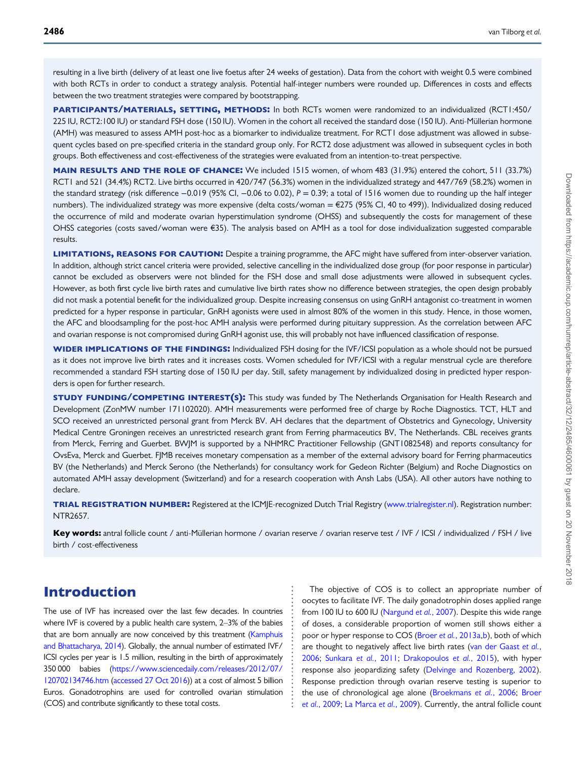resulting in a live birth (delivery of at least one live foetus after 24 weeks of gestation). Data from the cohort with weight 0.5 were combined with both RCTs in order to conduct a strategy analysis. Potential half-integer numbers were rounded up. Differences in costs and effects between the two treatment strategies were compared by bootstrapping.

**PARTICIPANTS/MATERIALS, SETTING, METHODS:** In both RCTs women were randomized to an individualized (RCT1:450/225 IU, RCT2:100 IU) or standard FSH dose (150 IU). Women in the cohort all received the standard dose (150 IU). Anti-Müllerian hormone (AMH) was measured to assess AMH post-hoc as a biomarker to individualize treatment. For RCT1 dose adjustment was allowed in subsequent cycles based on pre-specified criteria in the standard group only. For RCT2 dose adjustment was allowed in subsequent cycles in both groups. Both effectiveness and cost-effectiveness of the strategies were evaluated from an intention-to-treat perspective.

**MAIN RESULTS AND THE ROLE OF CHANCE:** We included 1515 women, of whom 483 (31.9%) entered the cohort, 511 (33.7%) RCT1 and 521 (34.4%) RCT2. Live births occurred in 420/747 (56.3%) women in the individualized strategy and 447/769 (58.2%) women in the standard strategy (risk difference −0.019 (95% CI, −0.06 to 0.02), $P = 0.39$; a total of 1516 women due to rounding up the half integer numbers). The individualized strategy was more expensive (delta costs/woman = €275 (95% CI, 40 to 499)). Individualized dosing reduced the occurrence of mild and moderate ovarian hyperstimulation syndrome (OHSS) and subsequently the costs for management of these OHSS categories (costs saved/woman were €35). The analysis based on AMH as a tool for dose individualization suggested comparable results.

**LIMITATIONS, REASONS FOR CAUTION:** Despite a training programme, the AFC might have suffered from inter-observer variation. In addition, although strict cancel criteria were provided, selective cancelling in the individualized dose group (for poor response in particular) cannot be excluded as observers were not blinded for the FSH dose and small dose adjustments were allowed in subsequent cycles. However, as both first cycle live birth rates and cumulative live birth rates show no difference between strategies, the open design probably did not mask a potential benefit for the individualized group. Despite increasing consensus on using GnRH antagonist co-treatment in women predicted for a hyper response in particular, GnRH agonists were used in almost 80% of the women in this study. Hence, in those women, the AFC and bloodsampling for the post-hoc AMH analysis were performed during pituitary suppression. As the correlation between AFC and ovarian response is not compromised during GnRH agonist use, this will probably not have influenced classification of response.

**WIDER IMPLICATIONS OF THE FINDINGS:** Individualized FSH dosing for the IVF/ICSI population as a whole should not be pursued as it does not improve live birth rates and it increases costs. Women scheduled for IVF/ICSI with a regular menstrual cycle are therefore recommended a standard FSH starting dose of 150 IU per day. Still, safety management by individualized dosing in predicted hyper responders is open for further research.

**STUDY FUNDING/COMPETING INTEREST(S):** This study was funded by The Netherlands Organisation for Health Research and Development (ZonMW number 171102020). AMH measurements were performed free of charge by Roche Diagnostics. TCT, HLT and SCO received an unrestricted personal grant from Merck BV. AH declares that the department of Obstetrics and Gynecology, University Medical Centre Groningen receives an unrestricted research grant from Ferring pharmaceutics BV, The Netherlands. CBL receives grants from Merck, Ferring and Guerbet. BWJM is supported by a NHMRC Practitioner Fellowship (GNT1082548) and reports consultancy for OvsEva, Merck and Guerbet. FJMB receives monetary compensation as a member of the external advisory board for Ferring pharmaceutics BV (the Netherlands) and Merck Serono (the Netherlands) for consultancy work for Gedeon Richter (Belgium) and Roche Diagnostics on automated AMH assay development (Switzerland) and for a research cooperation with Ansh Labs (USA). All other autors have nothing to declare.

**TRIAL REGISTRATION NUMBER:** Registered at the ICMJE-recognized Dutch Trial Registry (www.trialregister.nl). Registration number: NTR2657.

**Key words:** antral follicle count / anti-Müllerian hormone / ovarian reserve / ovarian reserve test / IVF / ICSI / individualized / FSH / live birth / cost-effectiveness

## Introduction

The use of IVF has increased over the last few decades. In countries where IVF is covered by a public health care system, 2–3% of the babies that are born annually are now conceived by this treatment (Kamphuis and Bhattacharya, 2014). Globally, the annual number of estimated IVF/ICSI cycles per year is 1.5 million, resulting in the birth of approximately 350 000 babies (https://www.sciencedaily.com/releases/2012/07/120702134746.htm (accessed 27 Oct 2016)) at a cost of almost 5 billion Euros. Gonadotrophins are used for controlled ovarian stimulation (COS) and contribute significantly to these total costs.

The objective of COS is to collect an appropriate number of oocytes to facilitate IVF. The daily gonadotrophin doses applied range from 100 IU to 600 IU (Nargund *et al.*, 2007). Despite this wide range of doses, a considerable proportion of women still shows either a poor or hyper response to COS (Broer *et al.*, 2013a,b), both of which are thought to negatively affect live birth rates (van der Gaast *et al.*, 2006; Sunkara *et al.*, 2011; Drakopoulos *et al.*, 2015), with hyper response also jeopardizing safety (Delvinge and Rozenberg, 2002). Response prediction through ovarian reserve testing is superior to the use of chronological age alone (Broekmans *et al.*, 2006; Broer *et al.*, 2009; La Marca *et al.*, 2009). Currently, the antral follicle count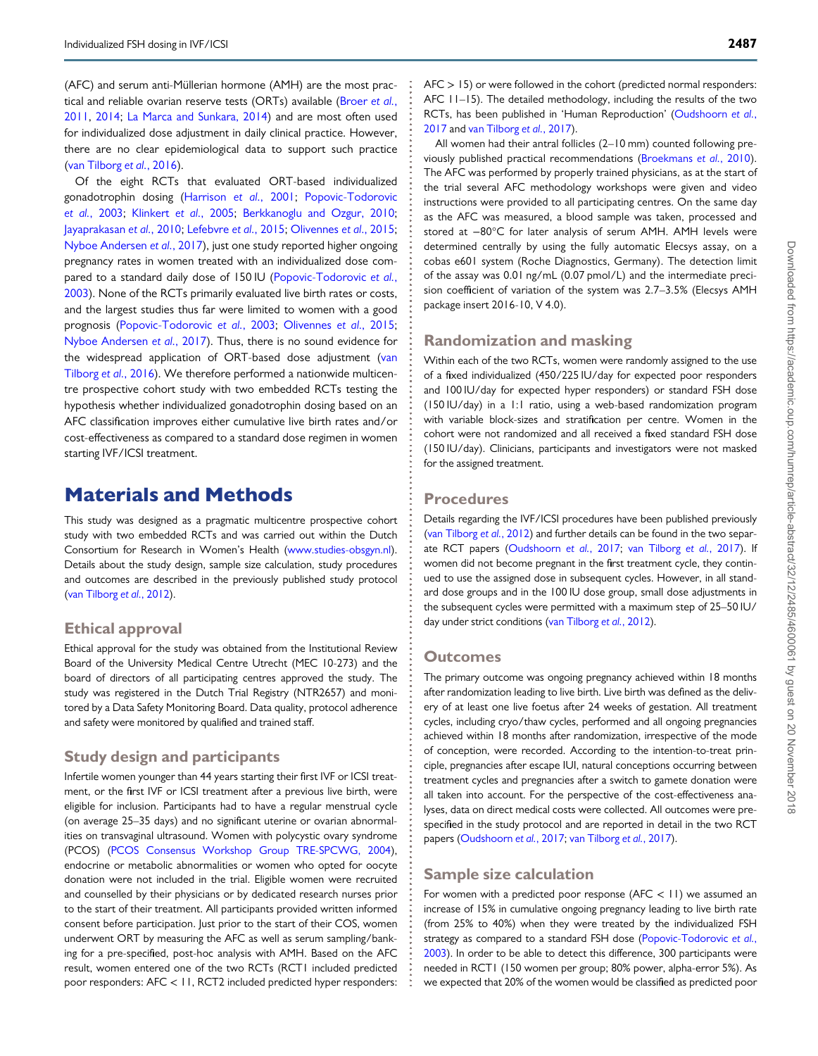(AFC) and serum anti-Müllerian hormone (AMH) are the most practical and reliable ovarian reserve tests (ORTs) available (Broer *et al.*, 2011, 2014; La Marca and Sunkara, 2014) and are most often used for individualized dose adjustment in daily clinical practice. However, there are no clear epidemiological data to support such practice (van Tilborg *et al.*, 2016).

Of the eight RCTs that evaluated ORT-based individualized gonadotrophin dosing (Harrison *et al.*, 2001; Popovic-Todorovic *et al.*, 2003; Klinkert *et al.*, 2005; Berkkanoglu and Ozgur, 2010; Jayaprakasan *et al.*, 2010; Lefebvre *et al.*, 2015; Olivennes *et al.*, 2015; Nyboe Andersen *et al.*, 2017), just one study reported higher ongoing pregnancy rates in women treated with an individualized dose compared to a standard daily dose of 150 IU (Popovic-Todorovic *et al.*, 2003). None of the RCTs primarily evaluated live birth rates or costs, and the largest studies thus far were limited to women with a good prognosis (Popovic-Todorovic *et al.*, 2003; Olivennes *et al.*, 2015; Nyboe Andersen *et al.*, 2017). Thus, there is no sound evidence for the widespread application of ORT-based dose adjustment (van Tilborg *et al.*, 2016). We therefore performed a nationwide multicentre prospective cohort study with two embedded RCTs testing the hypothesis whether individualized gonadotrophin dosing based on an AFC classification improves either cumulative live birth rates and/or cost-effectiveness as compared to a standard dose regimen in women starting IVF/ICSI treatment.

# Materials and Methods

This study was designed as a pragmatic multicentre prospective cohort study with two embedded RCTs and was carried out within the Dutch Consortium for Research in Women's Health (www.studies-obsgyn.nl). Details about the study design, sample size calculation, study procedures and outcomes are described in the previously published study protocol (van Tilborg *et al.*, 2012).

## Ethical approval

Ethical approval for the study was obtained from the Institutional Review Board of the University Medical Centre Utrecht (MEC 10-273) and the board of directors of all participating centres approved the study. The study was registered in the Dutch Trial Registry (NTR2657) and monitored by a Data Safety Monitoring Board. Data quality, protocol adherence and safety were monitored by qualified and trained staff.

## Study design and participants

Infertile women younger than 44 years starting their first IVF or ICSI treatment, or the first IVF or ICSI treatment after a previous live birth, were eligible for inclusion. Participants had to have a regular menstrual cycle (on average 25–35 days) and no significant uterine or ovarian abnormalities on transvaginal ultrasound. Women with polycystic ovary syndrome (PCOS) (PCOS Consensus Workshop Group TRE-SPCWG, 2004), endocrine or metabolic abnormalities or women who opted for oocyte donation were not included in the trial. Eligible women were recruited and counselled by their physicians or by dedicated research nurses prior to the start of their treatment. All participants provided written informed consent before participation. Just prior to the start of their COS, women underwent ORT by measuring the AFC as well as serum sampling/banking for a pre-specified, post-hoc analysis with AMH. Based on the AFC result, women entered one of the two RCTs (RCT1 included predicted poor responders: AFC < 11, RCT2 included predicted hyper responders: AFC > 15) or were followed in the cohort (predicted normal responders: AFC 11–15). The detailed methodology, including the results of the two RCTs, has been published in 'Human Reproduction' (Oudshoorn *et al.*, 2017 and van Tilborg *et al.*, 2017).

All women had their antral follicles (2–10 mm) counted following previously published practical recommendations (Broekmans *et al.*, 2010). The AFC was performed by properly trained physicians, as at the start of the trial several AFC methodology workshops were given and video instructions were provided to all participating centres. On the same day as the AFC was measured, a blood sample was taken, processed and stored at −80°C for later analysis of serum AMH. AMH levels were determined centrally by using the fully automatic Elecsys assay, on a cobas e601 system (Roche Diagnostics, Germany). The detection limit of the assay was 0.01 ng/mL (0.07 pmol/L) and the intermediate precision coefficient of variation of the system was 2.7–3.5% (Elecsys AMH package insert 2016-10, V 4.0).

## Randomization and masking

Within each of the two RCTs, women were randomly assigned to the use of a fixed individualized (450/225 IU/day for expected poor responders and 100 IU/day for expected hyper responders) or standard FSH dose (150 IU/day) in a 1:1 ratio, using a web-based randomization program with variable block-sizes and stratification per centre. Women in the cohort were not randomized and all received a fixed standard FSH dose (150 IU/day). Clinicians, participants and investigators were not masked for the assigned treatment.

## Procedures

Details regarding the IVF/ICSI procedures have been published previously (van Tilborg *et al.*, 2012) and further details can be found in the two separate RCT papers (Oudshoorn *et al.*, 2017; van Tilborg *et al.*, 2017). If women did not become pregnant in the first treatment cycle, they continued to use the assigned dose in subsequent cycles. However, in all standard dose groups and in the 100 IU dose group, small dose adjustments in the subsequent cycles were permitted with a maximum step of 25–50 IU/day under strict conditions (van Tilborg *et al.*, 2012).

## Outcomes

The primary outcome was ongoing pregnancy achieved within 18 months after randomization leading to live birth. Live birth was defined as the delivery of at least one live foetus after 24 weeks of gestation. All treatment cycles, including cryo/thaw cycles, performed and all ongoing pregnancies achieved within 18 months after randomization, irrespective of the mode of conception, were recorded. According to the intention-to-treat principle, pregnancies after escape IUI, natural conceptions occurring between treatment cycles and pregnancies after a switch to gamete donation were all taken into account. For the perspective of the cost-effectiveness analyses, data on direct medical costs were collected. All outcomes were prespecified in the study protocol and are reported in detail in the two RCT papers (Oudshoorn *et al.*, 2017; van Tilborg *et al.*, 2017).

## Sample size calculation

For women with a predicted poor response (AFC < 11) we assumed an increase of 15% in cumulative ongoing pregnancy leading to live birth rate (from 25% to 40%) when they were treated by the individualized FSH strategy as compared to a standard FSH dose (Popovic-Todorovic *et al.*, 2003). In order to be able to detect this difference, 300 participants were needed in RCT1 (150 women per group; 80% power, alpha-error 5%). As we expected that 20% of the women would be classified as predicted poor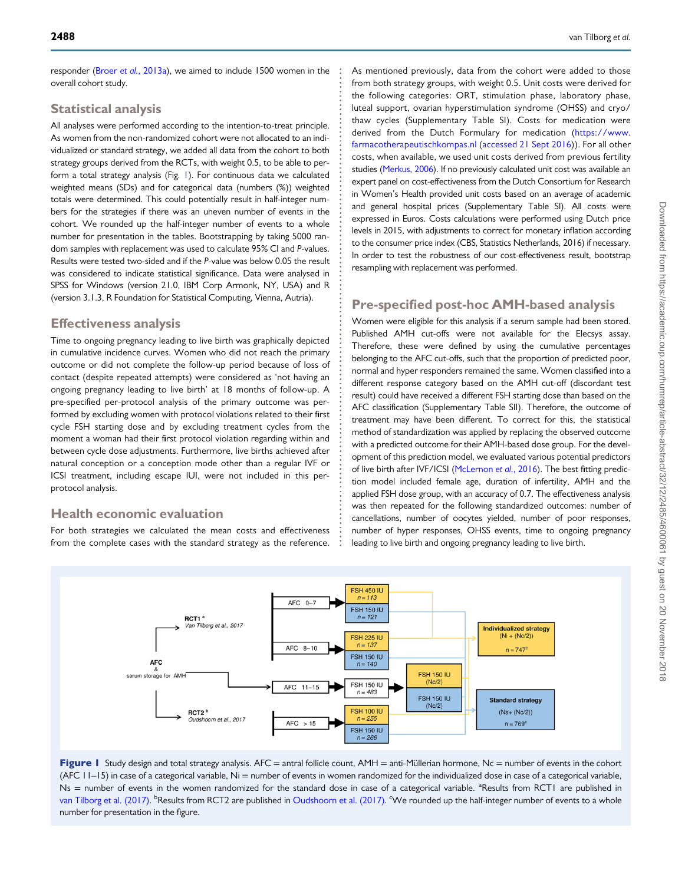responder (Broer et al., 2013a), we aimed to include 1500 women in the overall cohort study.

## Statistical analysis

All analyses were performed according to the intention-to-treat principle. As women from the non-randomized cohort were not allocated to an individualized or standard strategy, we added all data from the cohort to both strategy groups derived from the RCTs, with weight 0.5, to be able to perform a total strategy analysis (Fig. 1). For continuous data we calculated weighted means (SDs) and for categorical data (numbers (%)) weighted totals were determined. This could potentially result in half-integer numbers for the strategies if there was an uneven number of events in the cohort. We rounded up the half-integer number of events to a whole number for presentation in the tables. Bootstrapping by taking 5000 random samples with replacement was used to calculate 95% CI and P-values. Results were tested two-sided and if the P-value was below 0.05 the result was considered to indicate statistical significance. Data were analysed in SPSS for Windows (version 21.0, IBM Corp Armonk, NY, USA) and R (version 3.1.3, R Foundation for Statistical Computing, Vienna, Autria).

## Effectiveness analysis

Time to ongoing pregnancy leading to live birth was graphically depicted in cumulative incidence curves. Women who did not reach the primary outcome or did not complete the follow-up period because of loss of contact (despite repeated attempts) were considered as 'not having an ongoing pregnancy leading to live birth' at 18 months of follow-up. A pre-specified per-protocol analysis of the primary outcome was performed by excluding women with protocol violations related to their first cycle FSH starting dose and by excluding treatment cycles from the moment a woman had their first protocol violation regarding within and between cycle dose adjustments. Furthermore, live births achieved after natural conception or a conception mode other than a regular IVF or ICSI treatment, including escape IUI, were not included in this per-protocol analysis.

## Health economic evaluation

For both strategies we calculated the mean costs and effectiveness from the complete cases with the standard strategy as the reference. As mentioned previously, data from the cohort were added to those from both strategy groups, with weight 0.5. Unit costs were derived for the following categories: ORT, stimulation phase, laboratory phase, luteal support, ovarian hyperstimulation syndrome (OHSS) and cryo/thaw cycles (Supplementary Table SI). Costs for medication were derived from the Dutch Formulary for medication (https://www.farmacotherapeutischkompas.nl (accessed 21 Sept 2016)). For all other costs, when available, we used unit costs derived from previous fertility studies (Merkus, 2006). If no previously calculated unit cost was available an expert panel on cost-effectiveness from the Dutch Consortium for Research in Women's Health provided unit costs based on an average of academic and general hospital prices (Supplementary Table SI). All costs were expressed in Euros. Costs calculations were performed using Dutch price levels in 2015, with adjustments to correct for monetary inflation according to the consumer price index (CBS, Statistics Netherlands, 2016) if necessary. In order to test the robustness of our cost-effectiveness result, bootstrap resampling with replacement was performed.

## Pre-specified post-hoc AMH-based analysis

Women were eligible for this analysis if a serum sample had been stored. Published AMH cut-offs were not available for the Elecsys assay. Therefore, these were defined by using the cumulative percentages belonging to the AFC cut-offs, such that the proportion of predicted poor, normal and hyper responders remained the same. Women classified into a different response category based on the AMH cut-off (discordant test result) could have received a different FSH starting dose than based on the AFC classification (Supplementary Table SII). Therefore, the outcome of treatment may have been different. To correct for this, the statistical method of standardization was applied by replacing the observed outcome with a predicted outcome for their AMH-based dose group. For the development of this prediction model, we evaluated various potential predictors of live birth after IVF/ICSI (McLernon et al., 2016). The best fitting prediction model included female age, duration of infertility, AMH and the applied FSH dose group, with an accuracy of 0.7. The effectiveness analysis was then repeated for the following standardized outcomes: number of cancellations, number of oocytes yielded, number of poor responses, number of hyper responses, OHSS events, time to ongoing pregnancy leading to live birth and ongoing pregnancy leading to live birth.

**Figure 1** Study design and total strategy analysis. AFC = antral follicle count, AMH = anti-Müllerian hormone, Nc = number of events in the cohort (AFC 11–15) in case of a categorical variable, Ni = number of events in women randomized for the individualized dose in case of a categorical variable, Ns = number of events in the women randomized for the standard dose in case of a categorical variable. [a]Results from RCT1 are published in van Tilborg et al. (2017). [b]Results from RCT2 are published in Oudshoorn et al. (2017). [c]We rounded up the half-integer number of events to a whole number for presentation in the figure.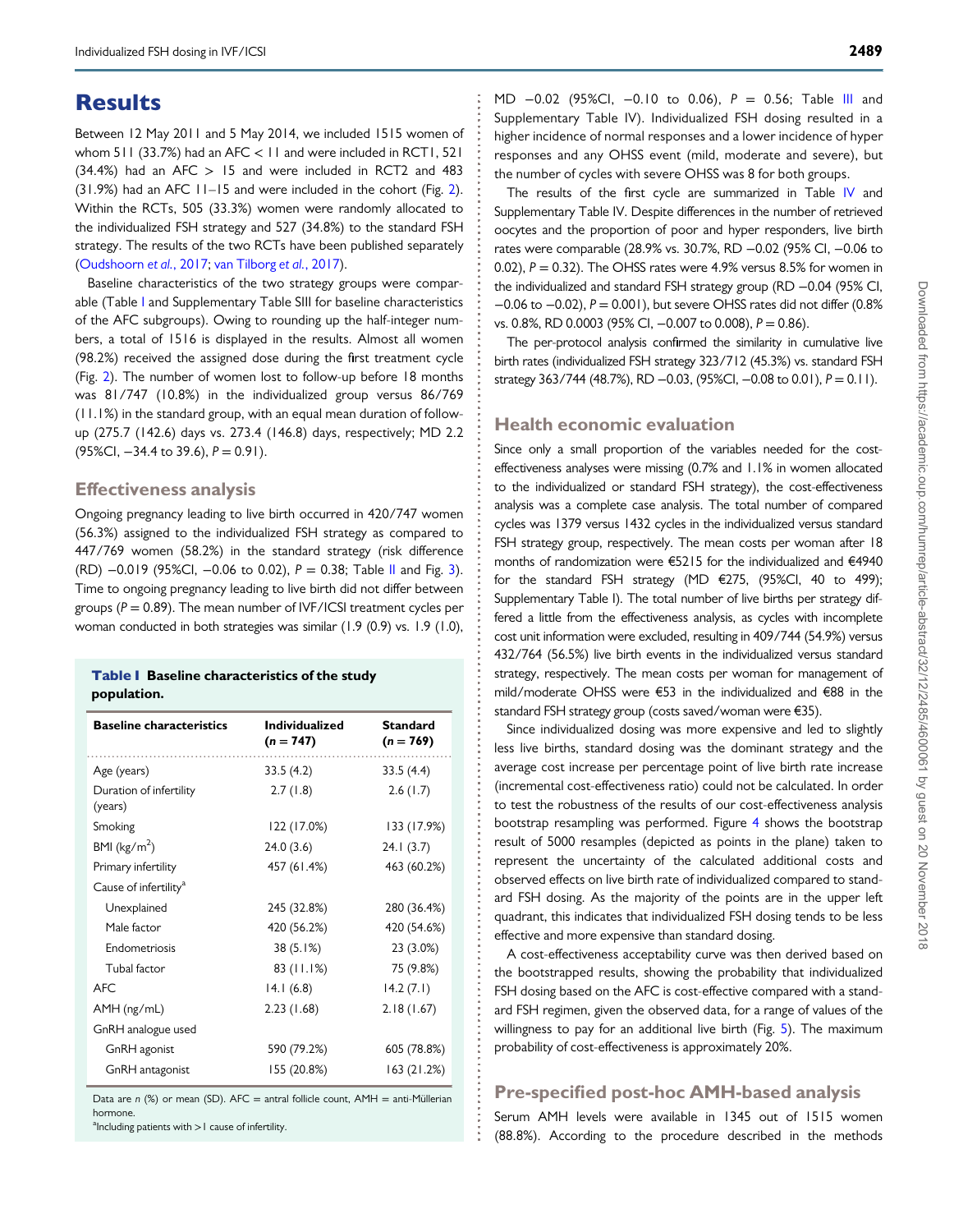# Results

Between 12 May 2011 and 5 May 2014, we included 1515 women of whom 511 (33.7%) had an AFC < 11 and were included in RCT1, 521 (34.4%) had an AFC > 15 and were included in RCT2 and 483 (31.9%) had an AFC 11–15 and were included in the cohort (Fig. 2). Within the RCTs, 505 (33.3%) women were randomly allocated to the individualized FSH strategy and 527 (34.8%) to the standard FSH strategy. The results of the two RCTs have been published separately (Oudshoorn *et al.*, 2017; van Tilborg *et al.*, 2017).

Baseline characteristics of the two strategy groups were comparable (Table I and Supplementary Table SIII for baseline characteristics of the AFC subgroups). Owing to rounding up the half-integer numbers, a total of 1516 is displayed in the results. Almost all women (98.2%) received the assigned dose during the first treatment cycle (Fig. 2). The number of women lost to follow-up before 18 months was 81/747 (10.8%) in the individualized group versus 86/769 (11.1%) in the standard group, with an equal mean duration of follow-up (275.7 (142.6) days vs. 273.4 (146.8) days, respectively; MD 2.2 (95%CI, −34.4 to 39.6), $P = 0.91$).

## Effectiveness analysis

Ongoing pregnancy leading to live birth occurred in 420/747 women (56.3%) assigned to the individualized FSH strategy as compared to 447/769 women (58.2%) in the standard strategy (risk difference (RD) −0.019 (95%CI, −0.06 to 0.02), $P = 0.38$; Table II and Fig. 3). Time to ongoing pregnancy leading to live birth did not differ between groups ($P = 0.89$). The mean number of IVF/ICSI treatment cycles per woman conducted in both strategies was similar (1.9 (0.9) vs. 1.9 (1.0), MD −0.02 (95%CI, −0.10 to 0.06), $P = 0.56$; Table III and Supplementary Table IV). Individualized FSH dosing resulted in a higher incidence of normal responses and a lower incidence of hyper responses and any OHSS event (mild, moderate and severe), but the number of cycles with severe OHSS was 8 for both groups.

**Table I** Baseline characteristics of the study population.

| Baseline characteristics | Individualized ($n = 747$) | Standard ($n = 769$) |
|---|---|---|
| Age (years) | 33.5 (4.2) | 33.5 (4.4) |
| Duration of infertility (years) | 2.7 (1.8) | 2.6 (1.7) |
| Smoking | 122 (17.0%) | 133 (17.9%) |
| BMI (kg/m$^2$) | 24.0 (3.6) | 24.1 (3.7) |
| Primary infertility | 457 (61.4%) | 463 (60.2%) |
| Cause of infertility[a] | | |
| Unexplained | 245 (32.8%) | 280 (36.4%) |
| Male factor | 420 (56.2%) | 420 (54.6%) |
| Endometriosis | 38 (5.1%) | 23 (3.0%) |
| Tubal factor | 83 (11.1%) | 75 (9.8%) |
| AFC | 14.1 (6.8) | 14.2 (7.1) |
| AMH (ng/mL) | 2.23 (1.68) | 2.18 (1.67) |
| GnRH analogue used | | |
| GnRH agonist | 590 (79.2%) | 605 (78.8%) |
| GnRH antagonist | 155 (20.8%) | 163 (21.2%) |

Data are n (%) or mean (SD). AFC = antral follicle count, AMH = anti-Müllerian hormone.
[a]Including patients with >1 cause of infertility.

The results of the first cycle are summarized in Table IV and Supplementary Table IV. Despite differences in the number of retrieved oocytes and the proportion of poor and hyper responders, live birth rates were comparable (28.9% vs. 30.7%, RD −0.02 (95% CI, −0.06 to 0.02), $P = 0.32$). The OHSS rates were 4.9% versus 8.5% for women in the individualized and standard FSH strategy group (RD −0.04 (95% CI, −0.06 to −0.02), $P = 0.001$), but severe OHSS rates did not differ (0.8% vs. 0.8%, RD 0.0003 (95% CI, −0.007 to 0.008), $P = 0.86$).

The per-protocol analysis confirmed the similarity in cumulative live birth rates (individualized FSH strategy 323/712 (45.3%) vs. standard FSH strategy 363/744 (48.7%), RD −0.03, (95%CI, −0.08 to 0.01), $P = 0.11$).

## Health economic evaluation

Since only a small proportion of the variables needed for the cost-effectiveness analyses were missing (0.7% and 1.1% in women allocated to the individualized or standard FSH strategy), the cost-effectiveness analysis was a complete case analysis. The total number of compared cycles was 1379 versus 1432 cycles in the individualized versus standard FSH strategy group, respectively. The mean costs per woman after 18 months of randomization were €5215 for the individualized and €4940 for the standard FSH strategy (MD €275, (95%CI, 40 to 499); Supplementary Table I). The total number of live births per strategy differed a little from the effectiveness analysis, as cycles with incomplete cost unit information were excluded, resulting in 409/744 (54.9%) versus 432/764 (56.5%) live birth events in the individualized versus standard strategy, respectively. The mean costs per woman for management of mild/moderate OHSS were €53 in the individualized and €88 in the standard FSH strategy group (costs saved/woman were €35).

Since individualized dosing was more expensive and led to slightly less live births, standard dosing was the dominant strategy and the average cost increase per percentage point of live birth rate increase (incremental cost-effectiveness ratio) could not be calculated. In order to test the robustness of the results of our cost-effectiveness analysis bootstrap resampling was performed. Figure 4 shows the bootstrap result of 5000 resamples (depicted as points in the plane) taken to represent the uncertainty of the calculated additional costs and observed effects on live birth rate of individualized compared to standard FSH dosing. As the majority of the points are in the upper left quadrant, this indicates that individualized FSH dosing tends to be less effective and more expensive than standard dosing.

A cost-effectiveness acceptability curve was then derived based on the bootstrapped results, showing the probability that individualized FSH dosing based on the AFC is cost-effective compared with a standard FSH regimen, given the observed data, for a range of values of the willingness to pay for an additional live birth (Fig. 5). The maximum probability of cost-effectiveness is approximately 20%.

## Pre-specified post-hoc AMH-based analysis

Serum AMH levels were available in 1345 out of 1515 women (88.8%). According to the procedure described in the methods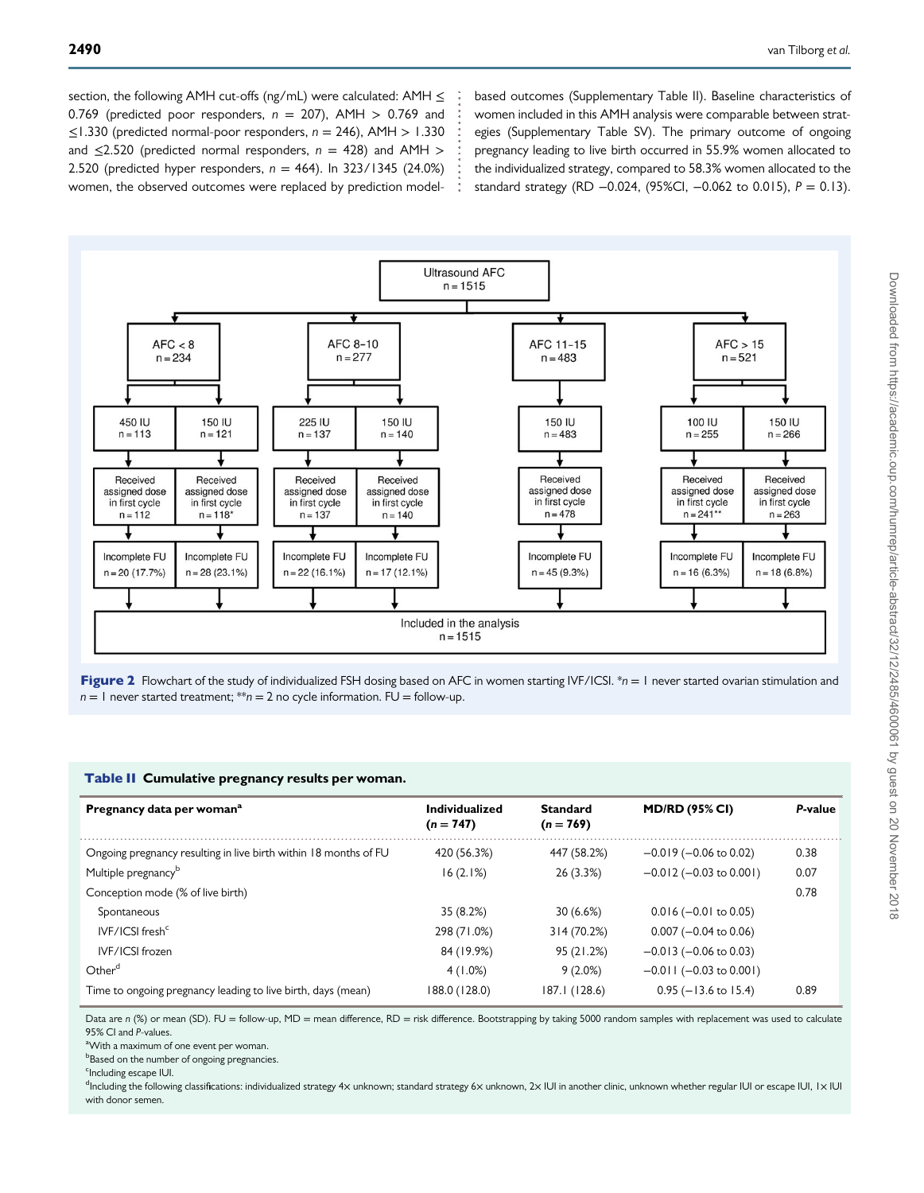section, the following AMH cut-offs (ng/mL) were calculated: AMH ≤ 0.769 (predicted poor responders, $n$ = 207), AMH > 0.769 and ≤1.330 (predicted normal-poor responders, $n$ = 246), AMH > 1.330 and ≤2.520 (predicted normal responders, $n$ = 428) and AMH > 2.520 (predicted hyper responders, $n$ = 464). In 323/1345 (24.0%) women, the observed outcomes were replaced by prediction model-based outcomes (Supplementary Table II). Baseline characteristics of women included in this AMH analysis were comparable between strategies (Supplementary Table SV). The primary outcome of ongoing pregnancy leading to live birth occurred in 55.9% women allocated to the individualized strategy, compared to 58.3% women allocated to the standard strategy (RD −0.024, (95%CI, −0.062 to 0.015), $P$ = 0.13).

**Figure 2** Flowchart of the study of individualized FSH dosing based on AFC in women starting IVF/ICSI. *$n$ = 1 never started ovarian stimulation and $n$ = 1 never started treatment; **$n$ = 2 no cycle information. FU = follow-up.

**Table II Cumulative pregnancy results per woman.**

| Pregnancy data per woman[a] | Individualized ($n$ = 747) | Standard ($n$ = 769) | MD/RD (95% CI) | $P$-value |
|---|---|---|---|---|
| Ongoing pregnancy resulting in live birth within 18 months of FU | 420 (56.3%) | 447 (58.2%) | −0.019 (−0.06 to 0.02) | 0.38 |
| Multiple pregnancy[b] | 16 (2.1%) | 26 (3.3%) | −0.012 (−0.03 to 0.001) | 0.07 |
| Conception mode (% of live birth) | | | | 0.78 |
| Spontaneous | 35 (8.2%) | 30 (6.6%) | 0.016 (−0.01 to 0.05) | |
| IVF/ICSI fresh[c] | 298 (71.0%) | 314 (70.2%) | 0.007 (−0.04 to 0.06) | |
| IVF/ICSI frozen | 84 (19.9%) | 95 (21.2%) | −0.013 (−0.06 to 0.03) | |
| Other[d] | 4 (1.0%) | 9 (2.0%) | −0.011 (−0.03 to 0.001) | |
| Time to ongoing pregnancy leading to live birth, days (mean) | 188.0 (128.0) | 187.1 (128.6) | 0.95 (−13.6 to 15.4) | 0.89 |

Data are $n$ (%) or mean (SD). FU = follow-up, MD = mean difference, RD = risk difference. Bootstrapping by taking 5000 random samples with replacement was used to calculate 95% CI and $P$-values.

[a]With a maximum of one event per woman.

[b]Based on the number of ongoing pregnancies.

[c]Including escape IUI.

[d]Including the following classifications: individualized strategy 4× unknown; standard strategy 6× unknown, 2× IUI in another clinic, unknown whether regular IUI or escape IUI, 1× IUI with donor semen.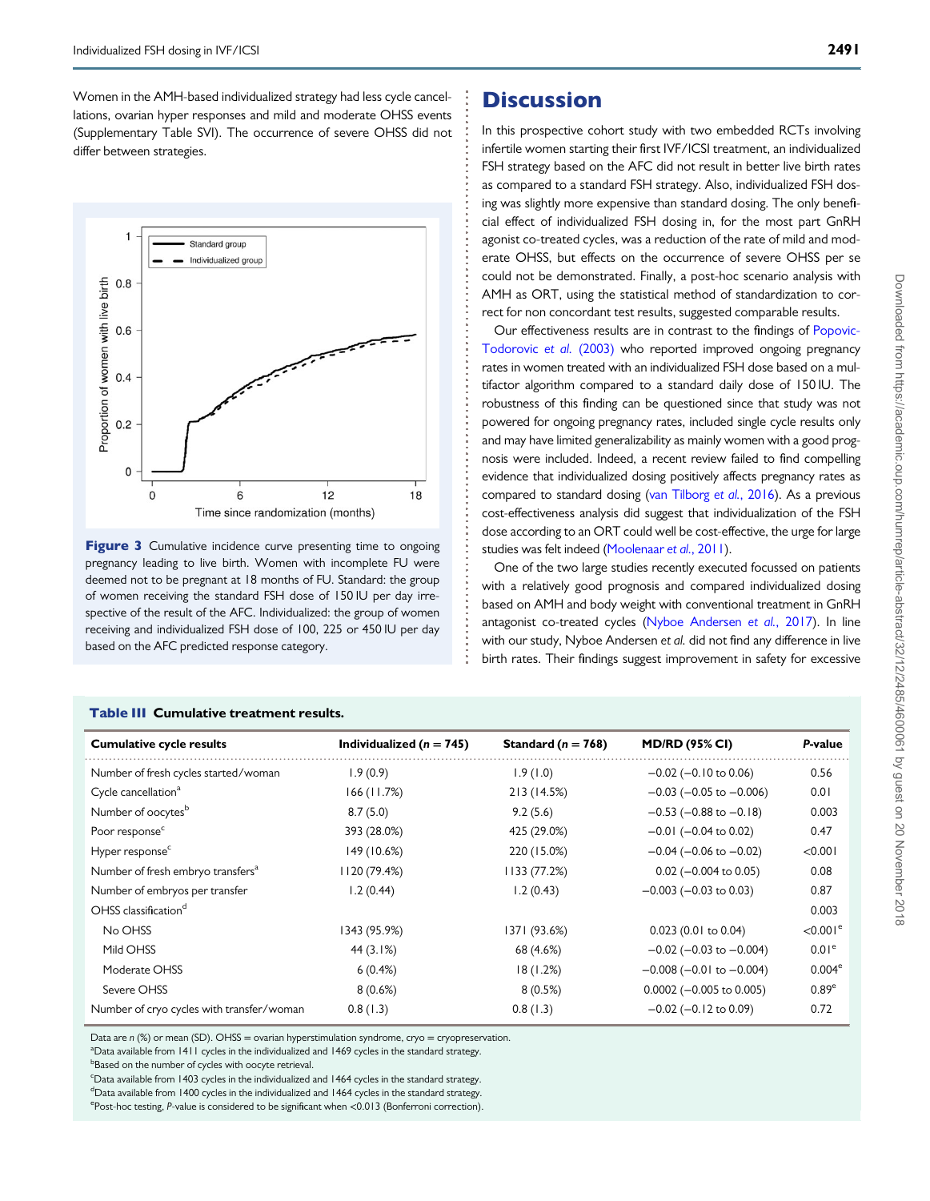Women in the AMH-based individualized strategy had less cycle cancellations, ovarian hyper responses and mild and moderate OHSS events (Supplementary Table SVI). The occurrence of severe OHSS did not differ between strategies.

**Figure 3** Cumulative incidence curve presenting time to ongoing pregnancy leading to live birth. Women with incomplete FU were deemed not to be pregnant at 18 months of FU. Standard: the group of women receiving the standard FSH dose of 150 IU per day irrespective of the result of the AFC. Individualized: the group of women receiving and individualized FSH dose of 100, 225 or 450 IU per day based on the AFC predicted response category.

# Discussion

In this prospective cohort study with two embedded RCTs involving infertile women starting their first IVF/ICSI treatment, an individualized FSH strategy based on the AFC did not result in better live birth rates as compared to a standard FSH strategy. Also, individualized FSH dosing was slightly more expensive than standard dosing. The only beneficial effect of individualized FSH dosing in, for the most part GnRH agonist co-treated cycles, was a reduction of the rate of mild and moderate OHSS, but effects on the occurrence of severe OHSS per se could not be demonstrated. Finally, a post-hoc scenario analysis with AMH as ORT, using the statistical method of standardization to correct for non concordant test results, suggested comparable results.

Our effectiveness results are in contrast to the findings of Popovic-Todorovic *et al.* (2003) who reported improved ongoing pregnancy rates in women treated with an individualized FSH dose based on a multifactor algorithm compared to a standard daily dose of 150 IU. The robustness of this finding can be questioned since that study was not powered for ongoing pregnancy rates, included single cycle results only and may have limited generalizability as mainly women with a good prognosis were included. Indeed, a recent review failed to find compelling evidence that individualized dosing positively affects pregnancy rates as compared to standard dosing (van Tilborg *et al.*, 2016). As a previous cost-effectiveness analysis did suggest that individualization of the FSH dose according to an ORT could well be cost-effective, the urge for large studies was felt indeed (Moolenaar *et al.*, 2011).

One of the two large studies recently executed focussed on patients with a relatively good prognosis and compared individualized dosing based on AMH and body weight with conventional treatment in GnRH antagonist co-treated cycles (Nyboe Andersen *et al.*, 2017). In line with our study, Nyboe Andersen *et al.* did not find any difference in live birth rates. Their findings suggest improvement in safety for excessive

**Table III** Cumulative treatment results.

| Cumulative cycle results | Individualized ($n = 745$) | Standard ($n = 768$) | MD/RD (95% CI) | *P*-value |
|---|---|---|---|---|
| Number of fresh cycles started/woman | 1.9 (0.9) | 1.9 (1.0) | −0.02 (−0.10 to 0.06) | 0.56 |
| Cycle cancellation[a] | 166 (11.7%) | 213 (14.5%) | −0.03 (−0.05 to −0.006) | 0.01 |
| Number of oocytes[b] | 8.7 (5.0) | 9.2 (5.6) | −0.53 (−0.88 to −0.18) | 0.003 |
| Poor response[c] | 393 (28.0%) | 425 (29.0%) | −0.01 (−0.04 to 0.02) | 0.47 |
| Hyper response[c] | 149 (10.6%) | 220 (15.0%) | −0.04 (−0.06 to −0.02) | <0.001 |
| Number of fresh embryo transfers[a] | 1120 (79.4%) | 1133 (77.2%) | 0.02 (−0.004 to 0.05) | 0.08 |
| Number of embryos per transfer | 1.2 (0.44) | 1.2 (0.43) | −0.003 (−0.03 to 0.03) | 0.87 |
| OHSS classification[d] | | | | 0.003 |
| No OHSS | 1343 (95.9%) | 1371 (93.6%) | 0.023 (0.01 to 0.04) | <0.001[e] |
| Mild OHSS | 44 (3.1%) | 68 (4.6%) | −0.02 (−0.03 to −0.004) | 0.01[e] |
| Moderate OHSS | 6 (0.4%) | 18 (1.2%) | −0.008 (−0.01 to −0.004) | 0.004[e] |
| Severe OHSS | 8 (0.6%) | 8 (0.5%) | 0.0002 (−0.005 to 0.005) | 0.89[e] |
| Number of cryo cycles with transfer/woman | 0.8 (1.3) | 0.8 (1.3) | −0.02 (−0.12 to 0.09) | 0.72 |

Data are *n* (%) or mean (SD). OHSS = ovarian hyperstimulation syndrome, cryo = cryopreservation.
[a]Data available from 1411 cycles in the individualized and 1469 cycles in the standard strategy.
[b]Based on the number of cycles with oocyte retrieval.
[c]Data available from 1403 cycles in the individualized and 1464 cycles in the standard strategy.
[d]Data available from 1400 cycles in the individualized and 1464 cycles in the standard strategy.
[e]Post-hoc testing, *P*-value is considered to be significant when <0.013 (Bonferroni correction).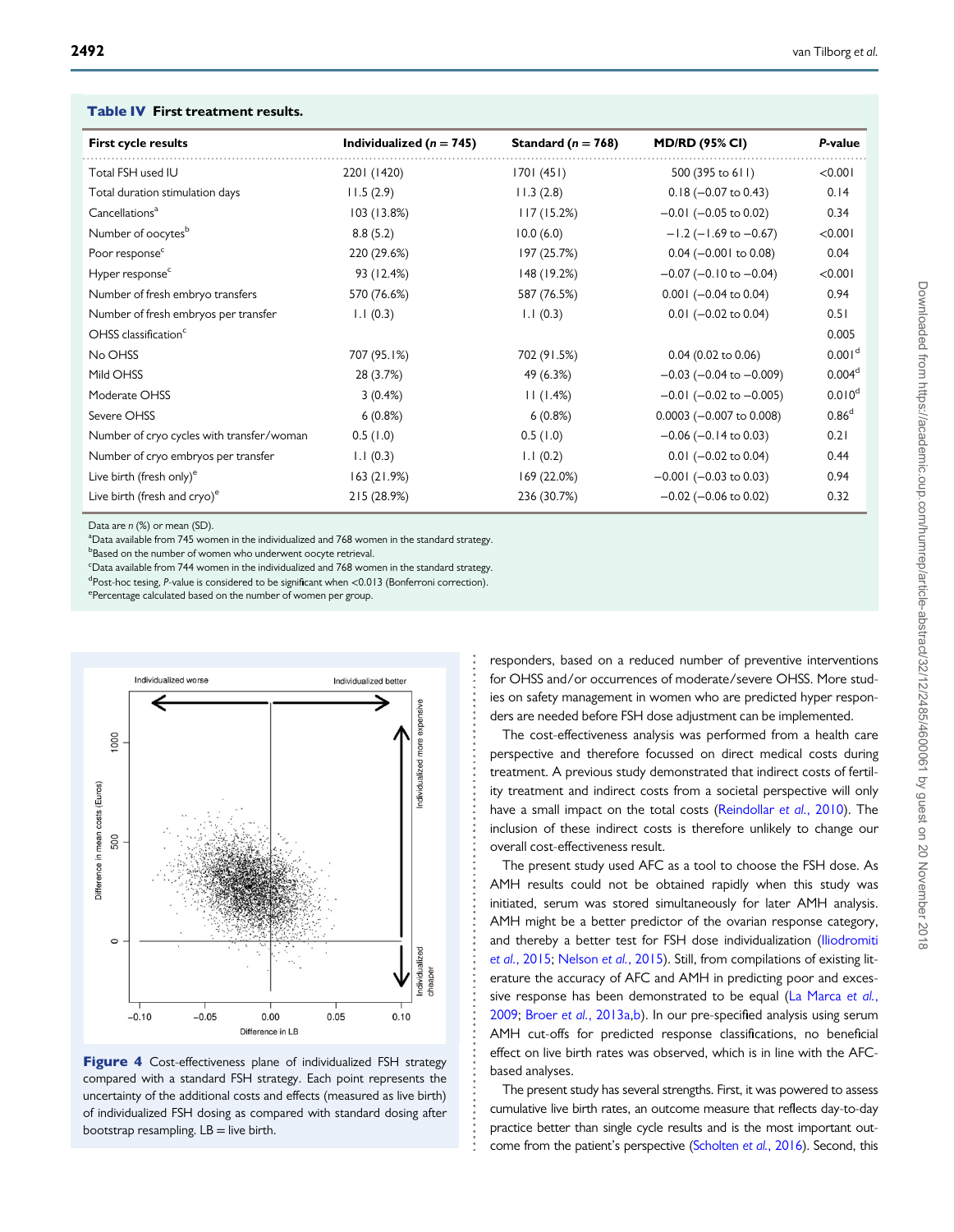**Table IV First treatment results.**

| First cycle results | Individualized (n = 745) | Standard (n = 768) | MD/RD (95% CI) | P-value |
|---|---|---|---|---|
| Total FSH used IU | 2201 (1420) | 1701 (451) | 500 (395 to 611) | <0.001 |
| Total duration stimulation days | 11.5 (2.9) | 11.3 (2.8) | 0.18 (−0.07 to 0.43) | 0.14 |
| Cancellations[a] | 103 (13.8%) | 117 (15.2%) | −0.01 (−0.05 to 0.02) | 0.34 |
| Number of oocytes[b] | 8.8 (5.2) | 10.0 (6.0) | −1.2 (−1.69 to −0.67) | <0.001 |
| Poor response[c] | 220 (29.6%) | 197 (25.7%) | 0.04 (−0.001 to 0.08) | 0.04 |
| Hyper response[c] | 93 (12.4%) | 148 (19.2%) | −0.07 (−0.10 to −0.04) | <0.001 |
| Number of fresh embryo transfers | 570 (76.6%) | 587 (76.5%) | 0.001 (−0.04 to 0.04) | 0.94 |
| Number of fresh embryos per transfer | 1.1 (0.3) | 1.1 (0.3) | 0.01 (−0.02 to 0.04) | 0.51 |
| OHSS classification[c] | | | | 0.005 |
| No OHSS | 707 (95.1%) | 702 (91.5%) | 0.04 (0.02 to 0.06) | 0.001[d] |
| Mild OHSS | 28 (3.7%) | 49 (6.3%) | −0.03 (−0.04 to −0.009) | 0.004[d] |
| Moderate OHSS | 3 (0.4%) | 11 (1.4%) | −0.01 (−0.02 to −0.005) | 0.010[d] |
| Severe OHSS | 6 (0.8%) | 6 (0.8%) | 0.0003 (−0.007 to 0.008) | 0.86[d] |
| Number of cryo cycles with transfer/woman | 0.5 (1.0) | 0.5 (1.0) | −0.06 (−0.14 to 0.03) | 0.21 |
| Number of cryo embryos per transfer | 1.1 (0.3) | 1.1 (0.2) | 0.01 (−0.02 to 0.04) | 0.44 |
| Live birth (fresh only)[e] | 163 (21.9%) | 169 (22.0%) | −0.001 (−0.03 to 0.03) | 0.94 |
| Live birth (fresh and cryo)[e] | 215 (28.9%) | 236 (30.7%) | −0.02 (−0.06 to 0.02) | 0.32 |

Data are n (%) or mean (SD).
[a]Data available from 745 women in the individualized and 768 women in the standard strategy.
[b]Based on the number of women who underwent oocyte retrieval.
[c]Data available from 744 women in the individualized and 768 women in the standard strategy.
[d]Post-hoc tesing, P-value is considered to be significant when <0.013 (Bonferroni correction).
[e]Percentage calculated based on the number of women per group.

**Figure 4** Cost-effectiveness plane of individualized FSH strategy compared with a standard FSH strategy. Each point represents the uncertainty of the additional costs and effects (measured as live birth) of individualized FSH dosing as compared with standard dosing after bootstrap resampling. LB = live birth.

responders, based on a reduced number of preventive interventions for OHSS and/or occurrences of moderate/severe OHSS. More studies on safety management in women who are predicted hyper responders are needed before FSH dose adjustment can be implemented.

The cost-effectiveness analysis was performed from a health care perspective and therefore focussed on direct medical costs during treatment. A previous study demonstrated that indirect costs of fertility treatment and indirect costs from a societal perspective will only have a small impact on the total costs (Reindollar *et al.*, 2010). The inclusion of these indirect costs is therefore unlikely to change our overall cost-effectiveness result.

The present study used AFC as a tool to choose the FSH dose. As AMH results could not be obtained rapidly when this study was initiated, serum was stored simultaneously for later AMH analysis. AMH might be a better predictor of the ovarian response category, and thereby a better test for FSH dose individualization (Iliodromiti *et al.*, 2015; Nelson *et al.*, 2015). Still, from compilations of existing literature the accuracy of AFC and AMH in predicting poor and excessive response has been demonstrated to be equal (La Marca *et al.*, 2009; Broer *et al.*, 2013a,b). In our pre-specified analysis using serum AMH cut-offs for predicted response classifications, no beneficial effect on live birth rates was observed, which is in line with the AFC-based analyses.

The present study has several strengths. First, it was powered to assess cumulative live birth rates, an outcome measure that reflects day-to-day practice better than single cycle results and is the most important outcome from the patient's perspective (Scholten *et al.*, 2016). Second, this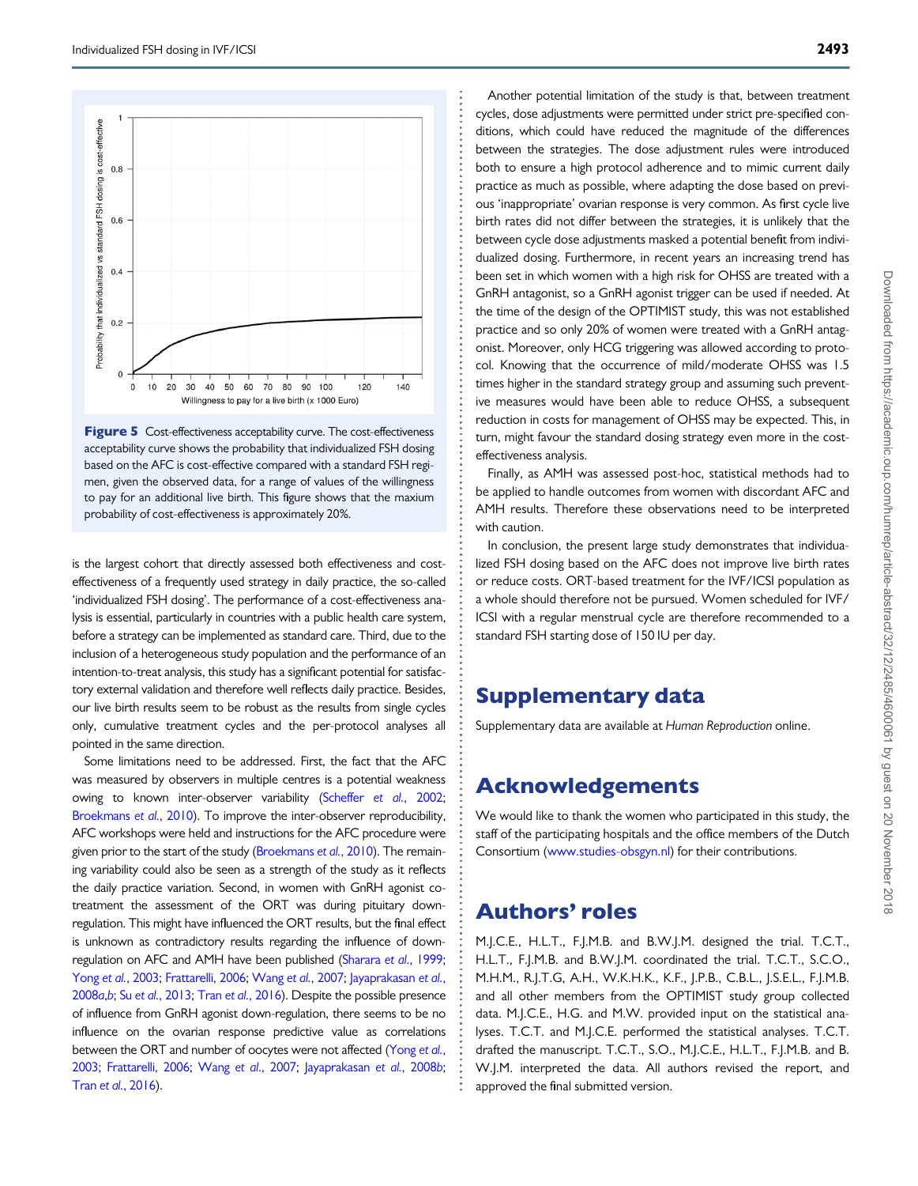**Figure 5** Cost-effectiveness acceptability curve. The cost-effectiveness acceptability curve shows the probability that individualized FSH dosing based on the AFC is cost-effective compared with a standard FSH regimen, given the observed data, for a range of values of the willingness to pay for an additional live birth. This figure shows that the maxium probability of cost-effectiveness is approximately 20%.

is the largest cohort that directly assessed both effectiveness and cost-effectiveness of a frequently used strategy in daily practice, the so-called 'individualized FSH dosing'. The performance of a cost-effectiveness analysis is essential, particularly in countries with a public health care system, before a strategy can be implemented as standard care. Third, due to the inclusion of a heterogeneous study population and the performance of an intention-to-treat analysis, this study has a significant potential for satisfactory external validation and therefore well reflects daily practice. Besides, our live birth results seem to be robust as the results from single cycles only, cumulative treatment cycles and the per-protocol analyses all pointed in the same direction.

Some limitations need to be addressed. First, the fact that the AFC was measured by observers in multiple centres is a potential weakness owing to known inter-observer variability (Scheffer et al., 2002; Broekmans et al., 2010). To improve the inter-observer reproducibility, AFC workshops were held and instructions for the AFC procedure were given prior to the start of the study (Broekmans et al., 2010). The remaining variability could also be seen as a strength of the study as it reflects the daily practice variation. Second, in women with GnRH agonist co-treatment the assessment of the ORT was during pituitary down-regulation. This might have influenced the ORT results, but the final effect is unknown as contradictory results regarding the influence of down-regulation on AFC and AMH have been published (Sharara et al., 1999; Yong et al., 2003; Frattarelli, 2006; Wang et al., 2007; Jayaprakasan et al., 2008a,b; Su et al., 2013; Tran et al., 2016). Despite the possible presence of influence from GnRH agonist down-regulation, there seems to be no influence on the ovarian response predictive value as correlations between the ORT and number of oocytes were not affected (Yong et al., 2003; Frattarelli, 2006; Wang et al., 2007; Jayaprakasan et al., 2008b; Tran et al., 2016).

Another potential limitation of the study is that, between treatment cycles, dose adjustments were permitted under strict pre-specified conditions, which could have reduced the magnitude of the differences between the strategies. The dose adjustment rules were introduced both to ensure a high protocol adherence and to mimic current daily practice as much as possible, where adapting the dose based on previous 'inappropriate' ovarian response is very common. As first cycle live birth rates did not differ between the strategies, it is unlikely that the between cycle dose adjustments masked a potential benefit from individualized dosing. Furthermore, in recent years an increasing trend has been set in which women with a high risk for OHSS are treated with a GnRH antagonist, so a GnRH agonist trigger can be used if needed. At the time of the design of the OPTIMIST study, this was not established practice and so only 20% of women were treated with a GnRH antagonist. Moreover, only HCG triggering was allowed according to protocol. Knowing that the occurrence of mild/moderate OHSS was 1.5 times higher in the standard strategy group and assuming such preventive measures would have been able to reduce OHSS, a subsequent reduction in costs for management of OHSS may be expected. This, in turn, might favour the standard dosing strategy even more in the cost-effectiveness analysis.

Finally, as AMH was assessed post-hoc, statistical methods had to be applied to handle outcomes from women with discordant AFC and AMH results. Therefore these observations need to be interpreted with caution.

In conclusion, the present large study demonstrates that individualized FSH dosing based on the AFC does not improve live birth rates or reduce costs. ORT-based treatment for the IVF/ICSI population as a whole should therefore not be pursued. Women scheduled for IVF/ICSI with a regular menstrual cycle are therefore recommended to a standard FSH starting dose of 150 IU per day.

# Supplementary data

Supplementary data are available at *Human Reproduction* online.

# Acknowledgements

We would like to thank the women who participated in this study, the staff of the participating hospitals and the office members of the Dutch Consortium (www.studies-obsgyn.nl) for their contributions.

# Authors' roles

M.J.C.E., H.L.T., F.J.M.B. and B.W.J.M. designed the trial. T.C.T., H.L.T., F.J.M.B. and B.W.J.M. coordinated the trial. T.C.T., S.C.O., M.H.M., R.J.T.G, A.H., W.K.H.K., K.F., J.P.B., C.B.L., J.S.E.L., F.J.M.B. and all other members from the OPTIMIST study group collected data. M.J.C.E., H.G. and M.W. provided input on the statistical analyses. T.C.T. and M.J.C.E. performed the statistical analyses. T.C.T. drafted the manuscript. T.C.T., S.O., M.J.C.E., H.L.T., F.J.M.B. and B.W.J.M. interpreted the data. All authors revised the report, and approved the final submitted version.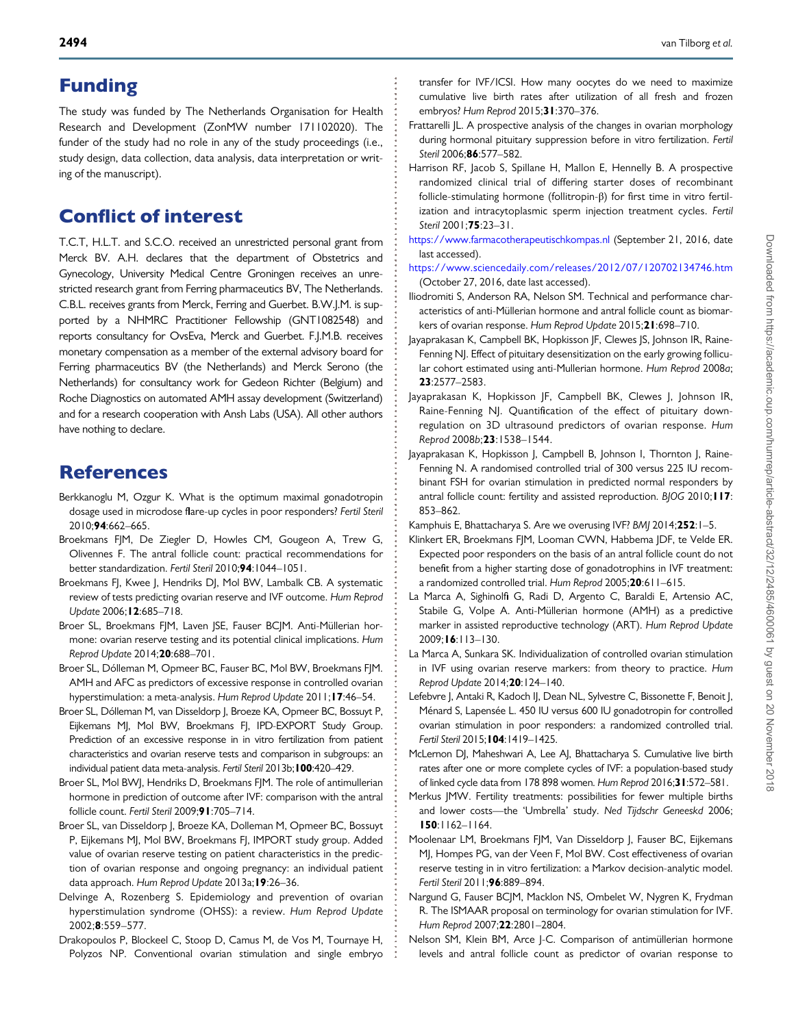## Funding

The study was funded by The Netherlands Organisation for Health Research and Development (ZonMW number 171102020). The funder of the study had no role in any of the study proceedings (i.e., study design, data collection, data analysis, data interpretation or writing of the manuscript).

## Conflict of interest

T.C.T, H.L.T. and S.C.O. received an unrestricted personal grant from Merck BV. A.H. declares that the department of Obstetrics and Gynecology, University Medical Centre Groningen receives an unrestricted research grant from Ferring pharmaceutics BV, The Netherlands. C.B.L. receives grants from Merck, Ferring and Guerbet. B.W.J.M. is supported by a NHMRC Practitioner Fellowship (GNT1082548) and reports consultancy for OvsEva, Merck and Guerbet. F.J.M.B. receives monetary compensation as a member of the external advisory board for Ferring pharmaceutics BV (the Netherlands) and Merck Serono (the Netherlands) for consultancy work for Gedeon Richter (Belgium) and Roche Diagnostics on automated AMH assay development (Switzerland) and for a research cooperation with Ansh Labs (USA). All other authors have nothing to declare.

## References

Berkkanoglu M, Ozgur K. What is the optimum maximal gonadotropin dosage used in microdose flare-up cycles in poor responders? *Fertil Steril* 2010;**94**:662–665.

Broekmans FJM, De Ziegler D, Howles CM, Gougeon A, Trew G, Olivennes F. The antral follicle count: practical recommendations for better standardization. *Fertil Steril* 2010;**94**:1044–1051.

Broekmans FJ, Kwee J, Hendriks DJ, Mol BW, Lambalk CB. A systematic review of tests predicting ovarian reserve and IVF outcome. *Hum Reprod Update* 2006;**12**:685–718.

Broer SL, Broekmans FJM, Laven JSE, Fauser BCJM. Anti-Müllerian hormone: ovarian reserve testing and its potential clinical implications. *Hum Reprod Update* 2014;**20**:688–701.

Broer SL, Dólleman M, Opmeer BC, Fauser BC, Mol BW, Broekmans FJM. AMH and AFC as predictors of excessive response in controlled ovarian hyperstimulation: a meta-analysis. *Hum Reprod Update* 2011;**17**:46–54.

Broer SL, Dólleman M, van Disseldorp J, Broeze KA, Opmeer BC, Bossuyt P, Eijkemans MJ, Mol BW, Broekmans FJ, IPD-EXPORT Study Group. Prediction of an excessive response in in vitro fertilization from patient characteristics and ovarian reserve tests and comparison in subgroups: an individual patient data meta-analysis. *Fertil Steril* 2013b;**100**:420–429.

Broer SL, Mol BWJ, Hendriks D, Broekmans FJM. The role of antimullerian hormone in prediction of outcome after IVF: comparison with the antral follicle count. *Fertil Steril* 2009;**91**:705–714.

Broer SL, van Disseldorp J, Broeze KA, Dolleman M, Opmeer BC, Bossuyt P, Eijkemans MJ, Mol BW, Broekmans FJ, IMPORT study group. Added value of ovarian reserve testing on patient characteristics in the prediction of ovarian response and ongoing pregnancy: an individual patient data approach. *Hum Reprod Update* 2013a;**19**:26–36.

Delvinge A, Rozenberg S. Epidemiology and prevention of ovarian hyperstimulation syndrome (OHSS): a review. *Hum Reprod Update* 2002;**8**:559–577.

Drakopoulos P, Blockeel C, Stoop D, Camus M, de Vos M, Tournaye H, Polyzos NP. Conventional ovarian stimulation and single embryo transfer for IVF/ICSI. How many oocytes do we need to maximize cumulative live birth rates after utilization of all fresh and frozen embryos? *Hum Reprod* 2015;**31**:370–376.

Frattarelli JL. A prospective analysis of the changes in ovarian morphology during hormonal pituitary suppression before in vitro fertilization. *Fertil Steril* 2006;**86**:577–582.

Harrison RF, Jacob S, Spillane H, Mallon E, Hennelly B. A prospective randomized clinical trial of differing starter doses of recombinant follicle-stimulating hormone (follitropin-β) for first time in vitro fertilization and intracytoplasmic sperm injection treatment cycles. *Fertil Steril* 2001;**75**:23–31.

https://www.farmacotherapeutischkompas.nl (September 21, 2016, date last accessed).

https://www.sciencedaily.com/releases/2012/07/120702134746.htm (October 27, 2016, date last accessed).

Iliodromiti S, Anderson RA, Nelson SM. Technical and performance characteristics of anti-Müllerian hormone and antral follicle count as biomarkers of ovarian response. *Hum Reprod Update* 2015;**21**:698–710.

Jayaprakasan K, Campbell BK, Hopkisson JF, Clewes JS, Johnson IR, Raine-Fenning NJ. Effect of pituitary desensitization on the early growing follicular cohort estimated using anti-Mullerian hormone. *Hum Reprod* 2008*a*; **23**:2577–2583.

Jayaprakasan K, Hopkisson JF, Campbell BK, Clewes J, Johnson IR, Raine-Fenning NJ. Quantification of the effect of pituitary down-regulation on 3D ultrasound predictors of ovarian response. *Hum Reprod* 2008*b*;**23**:1538–1544.

Jayaprakasan K, Hopkisson J, Campbell B, Johnson I, Thornton J, Raine-Fenning N. A randomised controlled trial of 300 versus 225 IU recombinant FSH for ovarian stimulation in predicted normal responders by antral follicle count: fertility and assisted reproduction. *BJOG* 2010;**117**: 853–862.

Kamphuis E, Bhattacharya S. Are we overusing IVF? *BMJ* 2014;**252**:1–5.

Klinkert ER, Broekmans FJM, Looman CWN, Habbema JDF, te Velde ER. Expected poor responders on the basis of an antral follicle count do not benefit from a higher starting dose of gonadotrophins in IVF treatment: a randomized controlled trial. *Hum Reprod* 2005;**20**:611–615.

La Marca A, Sighinolfi G, Radi D, Argento C, Baraldi E, Artensio AC, Stabile G, Volpe A. Anti-Müllerian hormone (AMH) as a predictive marker in assisted reproductive technology (ART). *Hum Reprod Update* 2009;**16**:113–130.

La Marca A, Sunkara SK. Individualization of controlled ovarian stimulation in IVF using ovarian reserve markers: from theory to practice. *Hum Reprod Update* 2014;**20**:124–140.

Lefebvre J, Antaki R, Kadoch IJ, Dean NL, Sylvestre C, Bissonette F, Benoit J, Ménard S, Lapensée L. 450 IU versus 600 IU gonadotropin for controlled ovarian stimulation in poor responders: a randomized controlled trial. *Fertil Steril* 2015;**104**:1419–1425.

McLernon DJ, Maheshwari A, Lee AJ, Bhattacharya S. Cumulative live birth rates after one or more complete cycles of IVF: a population-based study of linked cycle data from 178 898 women. *Hum Reprod* 2016;**31**:572–581.

Merkus JMW. Fertility treatments: possibilities for fewer multiple births and lower costs—the 'Umbrella' study. *Ned Tijdschr Geneeskd* 2006; **150**:1162–1164.

Moolenaar LM, Broekmans FJM, Van Disseldorp J, Fauser BC, Eijkemans MJ, Hompes PG, van der Veen F, Mol BW. Cost effectiveness of ovarian reserve testing in in vitro fertilization: a Markov decision-analytic model. *Fertil Steril* 2011;**96**:889–894.

Nargund G, Fauser BCJM, Macklon NS, Ombelet W, Nygren K, Frydman R. The ISMAAR proposal on terminology for ovarian stimulation for IVF. *Hum Reprod* 2007;**22**:2801–2804.

Nelson SM, Klein BM, Arce J-C. Comparison of antimüllerian hormone levels and antral follicle count as predictor of ovarian response to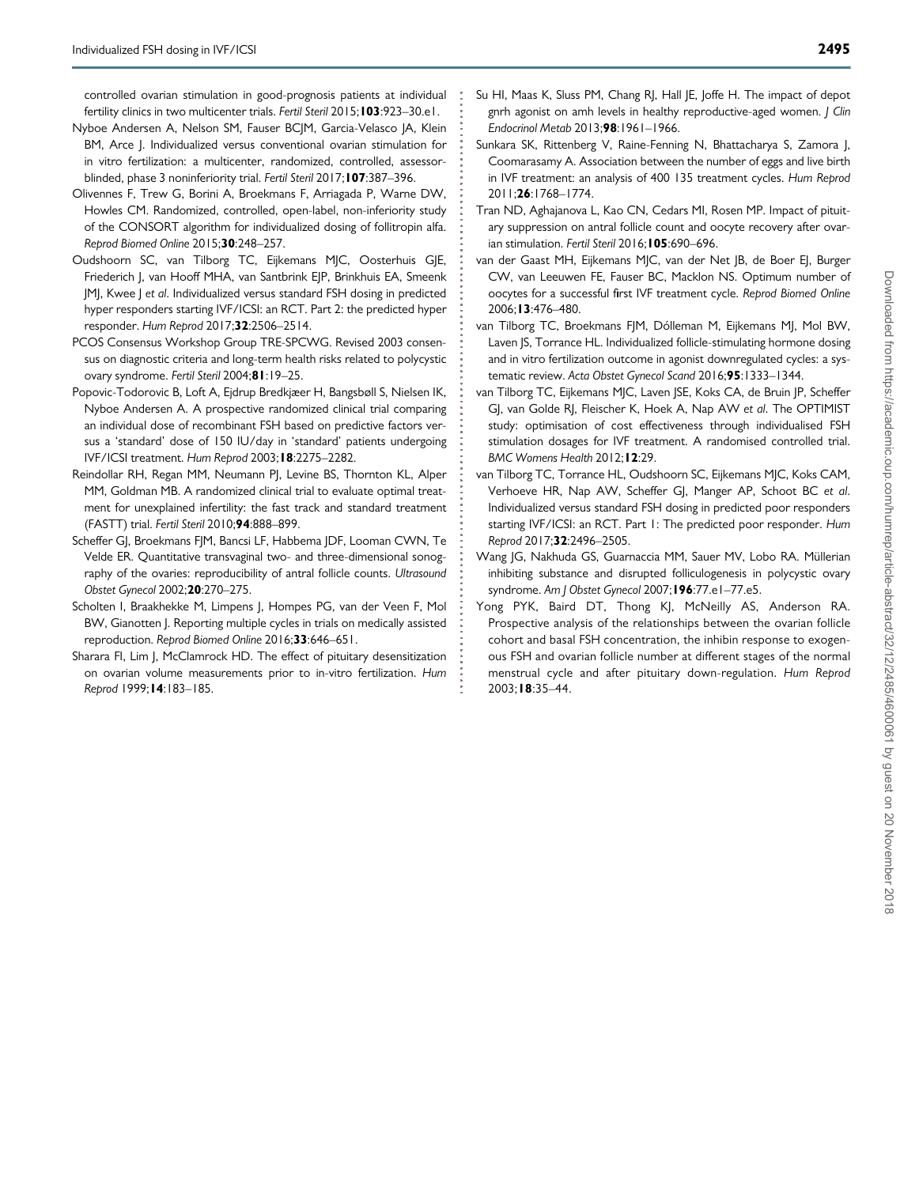controlled ovarian stimulation in good-prognosis patients at individual fertility clinics in two multicenter trials. *Fertil Steril* 2015;**103**:923–30.e1.

Nyboe Andersen A, Nelson SM, Fauser BCJM, Garcia-Velasco JA, Klein BM, Arce J. Individualized versus conventional ovarian stimulation for in vitro fertilization: a multicenter, randomized, controlled, assessor-blinded, phase 3 noninferiority trial. *Fertil Steril* 2017;**107**:387–396.

Olivennes F, Trew G, Borini A, Broekmans F, Arriagada P, Warne DW, Howles CM. Randomized, controlled, open-label, non-inferiority study of the CONSORT algorithm for individualized dosing of follitropin alfa. *Reprod Biomed Online* 2015;**30**:248–257.

Oudshoorn SC, van Tilborg TC, Eijkemans MJC, Oosterhuis GJE, Friederich J, van Hooff MHA, van Santbrink EJP, Brinkhuis EA, Smeenk JMJ, Kwee J *et al*. Individualized versus standard FSH dosing in predicted hyper responders starting IVF/ICSI: an RCT. Part 2: the predicted hyper responder. *Hum Reprod* 2017;**32**:2506–2514.

PCOS Consensus Workshop Group TRE-SPCWG. Revised 2003 consensus on diagnostic criteria and long-term health risks related to polycystic ovary syndrome. *Fertil Steril* 2004;**81**:19–25.

Popovic-Todorovic B, Loft A, Ejdrup Bredkjæer H, Bangsbøll S, Nielsen IK, Nyboe Andersen A. A prospective randomized clinical trial comparing an individual dose of recombinant FSH based on predictive factors versus a 'standard' dose of 150 IU/day in 'standard' patients undergoing IVF/ICSI treatment. *Hum Reprod* 2003;**18**:2275–2282.

Reindollar RH, Regan MM, Neumann PJ, Levine BS, Thornton KL, Alper MM, Goldman MB. A randomized clinical trial to evaluate optimal treatment for unexplained infertility: the fast track and standard treatment (FASTT) trial. *Fertil Steril* 2010;**94**:888–899.

Scheffer GJ, Broekmans FJM, Bancsi LF, Habbema JDF, Looman CWN, Te Velde ER. Quantitative transvaginal two- and three-dimensional sonography of the ovaries: reproducibility of antral follicle counts. *Ultrasound Obstet Gynecol* 2002;**20**:270–275.

Scholten I, Braakhekke M, Limpens J, Hompes PG, van der Veen F, Mol BW, Gianotten J. Reporting multiple cycles in trials on medically assisted reproduction. *Reprod Biomed Online* 2016;**33**:646–651.

Sharara FI, Lim J, McClamrock HD. The effect of pituitary desensitization on ovarian volume measurements prior to in-vitro fertilization. *Hum Reprod* 1999;**14**:183–185.

Su HI, Maas K, Sluss PM, Chang RJ, Hall JE, Joffe H. The impact of depot gnrh agonist on amh levels in healthy reproductive-aged women. *J Clin Endocrinol Metab* 2013;**98**:1961–1966.

Sunkara SK, Rittenberg V, Raine-Fenning N, Bhattacharya S, Zamora J, Coomarasamy A. Association between the number of eggs and live birth in IVF treatment: an analysis of 400 135 treatment cycles. *Hum Reprod* 2011;**26**:1768–1774.

Tran ND, Aghajanova L, Kao CN, Cedars MI, Rosen MP. Impact of pituitary suppression on antral follicle count and oocyte recovery after ovarian stimulation. *Fertil Steril* 2016;**105**:690–696.

van der Gaast MH, Eijkemans MJC, van der Net JB, de Boer EJ, Burger CW, van Leeuwen FE, Fauser BC, Macklon NS. Optimum number of oocytes for a successful first IVF treatment cycle. *Reprod Biomed Online* 2006;**13**:476–480.

van Tilborg TC, Broekmans FJM, Dólleman M, Eijkemans MJ, Mol BW, Laven JS, Torrance HL. Individualized follicle-stimulating hormone dosing and in vitro fertilization outcome in agonist downregulated cycles: a systematic review. *Acta Obstet Gynecol Scand* 2016;**95**:1333–1344.

van Tilborg TC, Eijkemans MJC, Laven JSE, Koks CA, de Bruin JP, Scheffer GJ, van Golde RJ, Fleischer K, Hoek A, Nap AW *et al*. The OPTIMIST study: optimisation of cost effectiveness through individualised FSH stimulation dosages for IVF treatment. A randomised controlled trial. *BMC Womens Health* 2012;**12**:29.

van Tilborg TC, Torrance HL, Oudshoorn SC, Eijkemans MJC, Koks CAM, Verhoeve HR, Nap AW, Scheffer GJ, Manger AP, Schoot BC *et al*. Individualized versus standard FSH dosing in predicted poor responders starting IVF/ICSI: an RCT. Part 1: The predicted poor responder. *Hum Reprod* 2017;**32**:2496–2505.

Wang JG, Nakhuda GS, Guarnaccia MM, Sauer MV, Lobo RA. Müllerian inhibiting substance and disrupted folliculogenesis in polycystic ovary syndrome. *Am J Obstet Gynecol* 2007;**196**:77.e1–77.e5.

Yong PYK, Baird DT, Thong KJ, McNeilly AS, Anderson RA. Prospective analysis of the relationships between the ovarian follicle cohort and basal FSH concentration, the inhibin response to exogenous FSH and ovarian follicle number at different stages of the normal menstrual cycle and after pituitary down-regulation. *Hum Reprod* 2003;**18**:35–44.